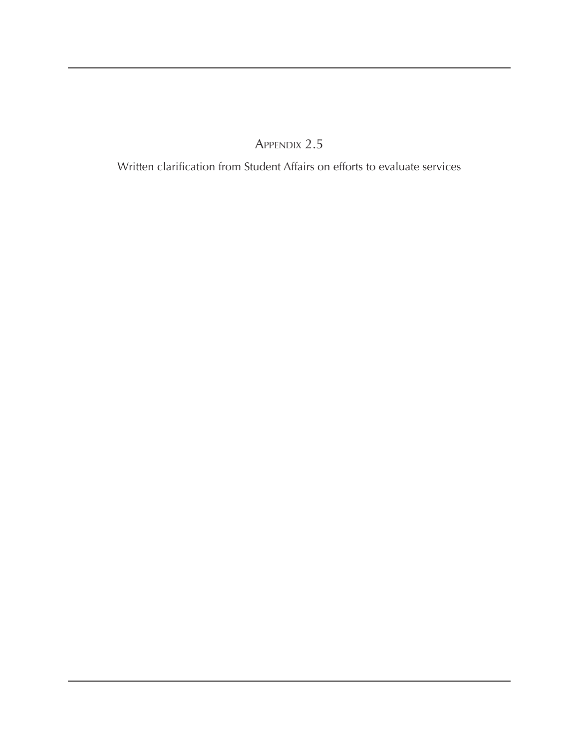# Appendix 2.5

Written clarification from Student Affairs on efforts to evaluate services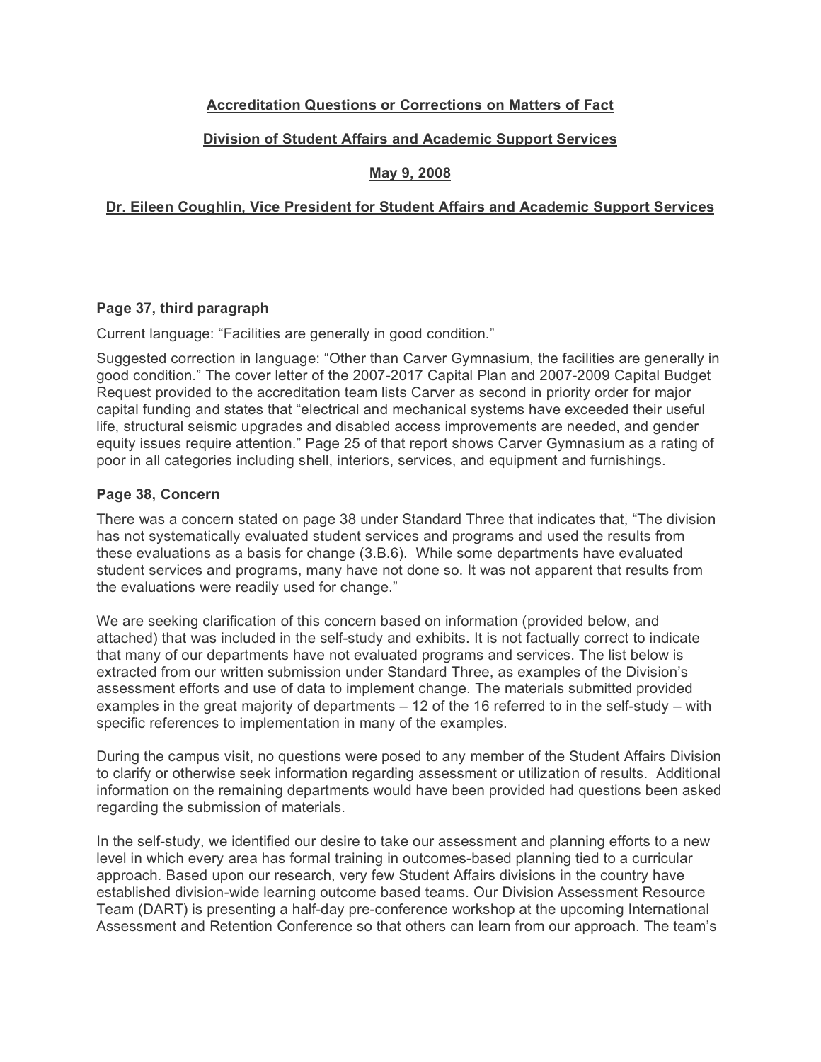**Accreditation Questions or Corrections on Matters of Fact**

**Division of Student Affairs and Academic Support Services**

**May 9, 2008**

**Dr. Eileen Coughlin, Vice President for Student Affairs and Academic Support Services**

### Page 37, third paragraph

Current language: "Facilities are generally in good condition."

Suggested correction in language: "Other than Carver Gymnasium, the facilities are generally in good condition." The cover letter of the 2007-2017 Capital Plan and 2007-2009 Capital Budget Request provided to the accreditation team lists Carver as second in priority order for major capital funding and states that "electrical and mechanical systems have exceeded their useful life, structural seismic upgrades and disabled access improvements are needed, and gender equity issues require attention." Page 25 of that report shows Carver Gymnasium as a rating of poor in all categories including shell, interiors, services, and equipment and furnishings.

### Page 38, Concern

There was a concern stated on page 38 under Standard Three that indicates that, "The division has not systematically evaluated student services and programs and used the results from these evaluations as a basis for change (3.B.6). While some departments have evaluated student services and programs, many have not done so. It was not apparent that results from the evaluations were readily used for change."

We are seeking clarification of this concern based on information (provided below, and attached) that was included in the self-study and exhibits. It is not factually correct to indicate that many of our departments have not evaluated programs and services. The list below is extracted from our written submission under Standard Three, as examples of the Division's assessment efforts and use of data to implement change. The materials submitted provided examples in the great majority of departments – 12 of the 16 referred to in the self-study – with specific references to implementation in many of the examples.

During the campus visit, no questions were posed to any member of the Student Affairs Division to clarify or otherwise seek information regarding assessment or utilization of results. Additional information on the remaining departments would have been provided had questions been asked regarding the submission of materials.

In the self-study, we identified our desire to take our assessment and planning efforts to a new level in which every area has formal training in outcomes-based planning tied to a curricular approach. Based upon our research, very few Student Affairs divisions in the country have established division-wide learning outcome based teams. Our Division Assessment Resource Team (DART) is presenting a half-day pre-conference workshop at the upcoming International Assessment and Retention Conference so that others can learn from our approach. The team's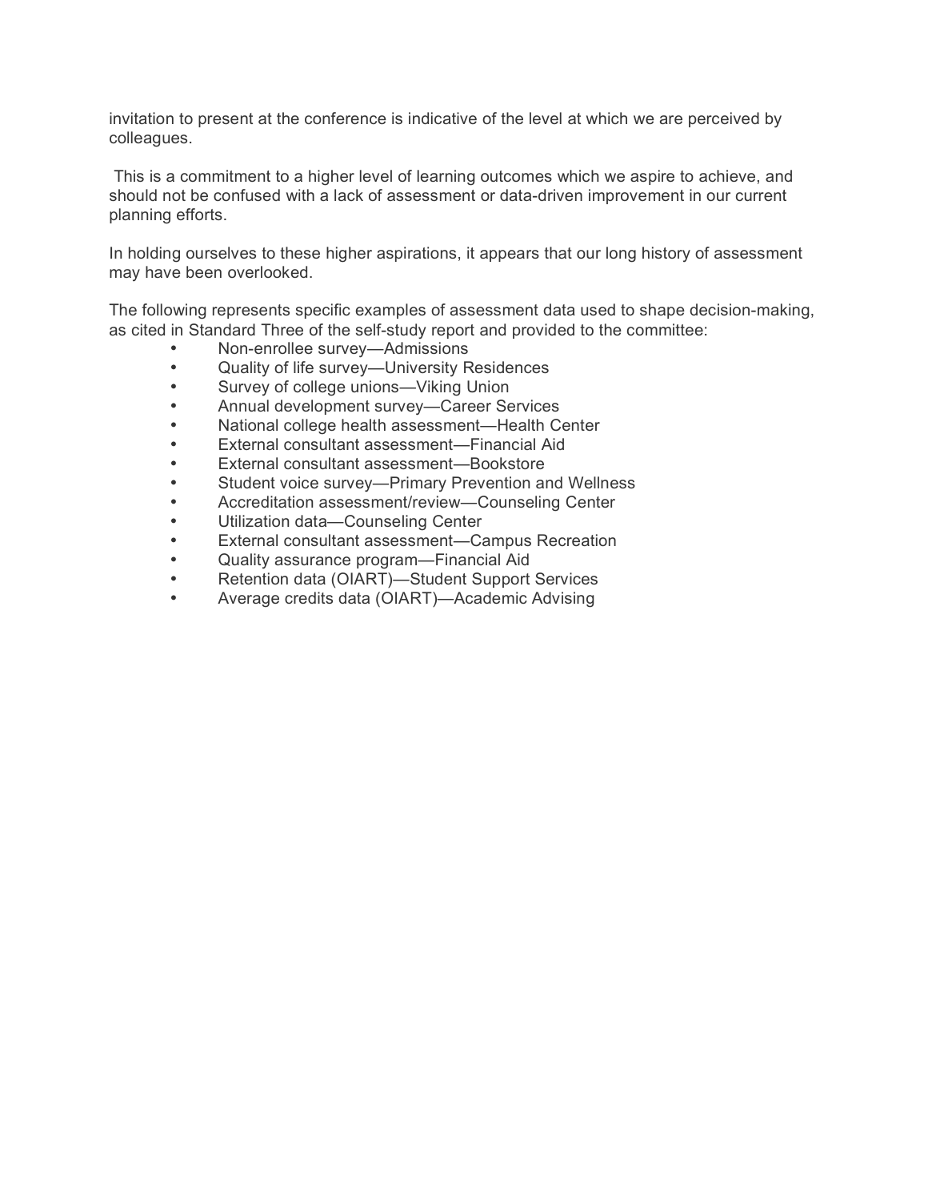invitation to present at the conference is indicative of the level at which we are perceived by colleagues.

This is a commitment to a higher level of learning outcomes which we aspire to achieve, and should not be confused with a lack of assessment or data-driven improvement in our current planning efforts.

In holding ourselves to these higher aspirations, it appears that our long history of assessment may have been overlooked.

The following represents specific examples of assessment data used to shape decision-making, as cited in Standard Three of the self-study report and provided to the committee:

- Non-enrollee survey—Admissions
- Quality of life survey—University Residences
- Survey of college unions—Viking Union
- Annual development survey—Career Services
- National college health assessment—Health Center
- External consultant assessment—Financial Aid
- External consultant assessment—Bookstore
- Student voice survey—Primary Prevention and Wellness
- Accreditation assessment/review—Counseling Center
- Utilization data—Counseling Center
- External consultant assessment—Campus Recreation
- Quality assurance program—Financial Aid
- Retention data (OIART)—Student Support Services
- Average credits data (OIART)—Academic Advising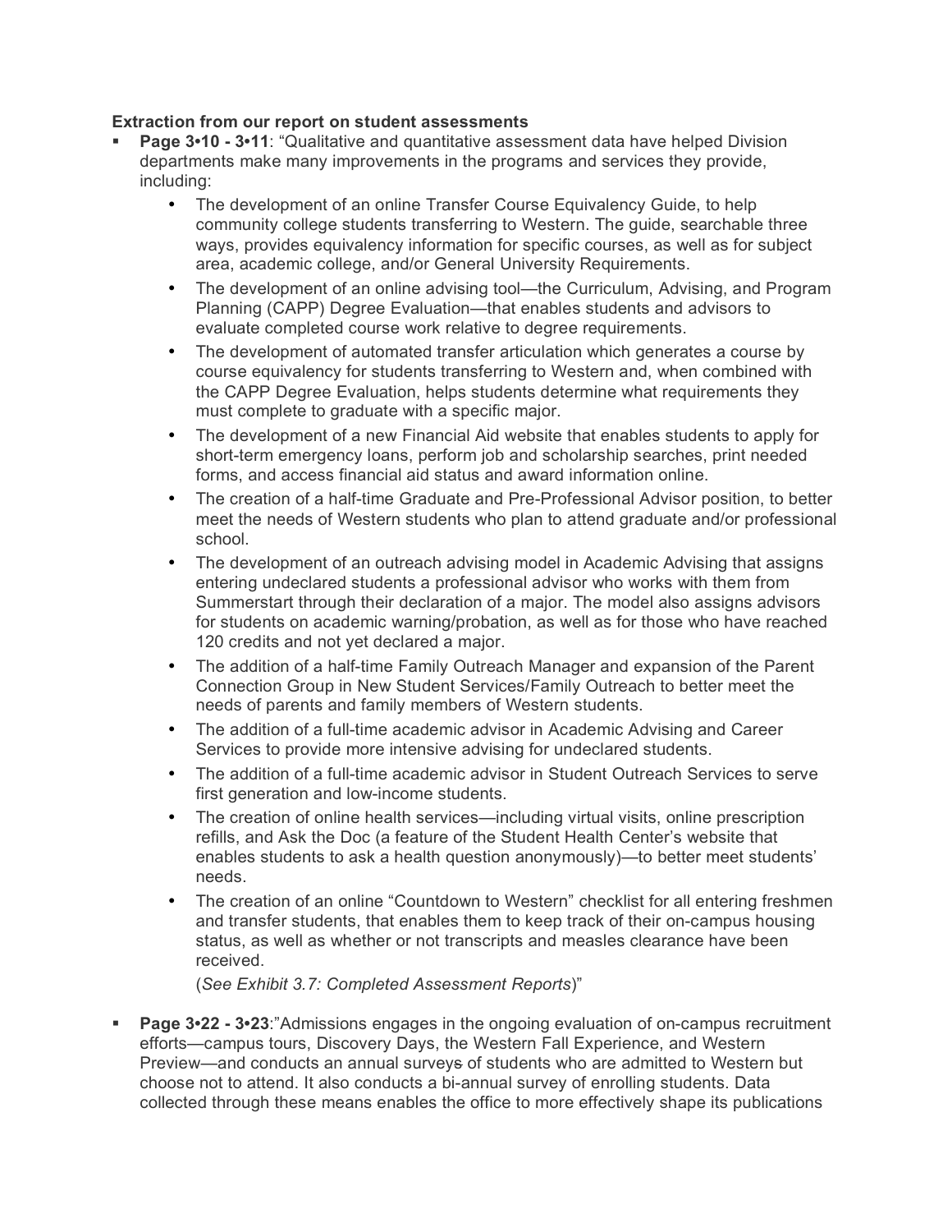**Extraction from our report on student assessments**

- **Page 3•10 - 3•11**: "Qualitative and quantitative assessment data have helped Division departments make many improvements in the programs and services they provide, including:
    - The development of an online Transfer Course Equivalency Guide, to help community college students transferring to Western. The guide, searchable three ways, provides equivalency information for specific courses, as well as for subject area, academic college, and/or General University Requirements.
    - The development of an online advising tool—the Curriculum, Advising, and Program Planning (CAPP) Degree Evaluation—that enables students and advisors to evaluate completed course work relative to degree requirements.
    - The development of automated transfer articulation which generates a course by course equivalency for students transferring to Western and, when combined with the CAPP Degree Evaluation, helps students determine what requirements they must complete to graduate with a specific major.
    - The development of a new Financial Aid website that enables students to apply for short-term emergency loans, perform job and scholarship searches, print needed forms, and access financial aid status and award information online.
    - The creation of a half-time Graduate and Pre-Professional Advisor position, to better meet the needs of Western students who plan to attend graduate and/or professional school.
    - The development of an outreach advising model in Academic Advising that assigns entering undeclared students a professional advisor who works with them from Summerstart through their declaration of a major. The model also assigns advisors for students on academic warning/probation, as well as for those who have reached 120 credits and not yet declared a major.
    - The addition of a half-time Family Outreach Manager and expansion of the Parent Connection Group in New Student Services/Family Outreach to better meet the needs of parents and family members of Western students.
    - The addition of a full-time academic advisor in Academic Advising and Career Services to provide more intensive advising for undeclared students.
    - The addition of a full-time academic advisor in Student Outreach Services to serve first generation and low-income students.
    - The creation of online health services—including virtual visits, online prescription refills, and Ask the Doc (a feature of the Student Health Center's website that enables students to ask a health question anonymously)—to better meet students' needs.
    - The creation of an online "Countdown to Western" checklist for all entering freshmen and transfer students, that enables them to keep track of their on-campus housing status, as well as whether or not transcripts and measles clearance have been received.

      (*See Exhibit 3.7: Completed Assessment Reports*)"

- **Page 3•22 - 3•23**:"Admissions engages in the ongoing evaluation of on-campus recruitment efforts—campus tours, Discovery Days, the Western Fall Experience, and Western Preview—and conducts an annual survey~~s~~ of students who are admitted to Western but choose not to attend. It also conducts a bi-annual survey of enrolling students. Data collected through these means enables the office to more effectively shape its publications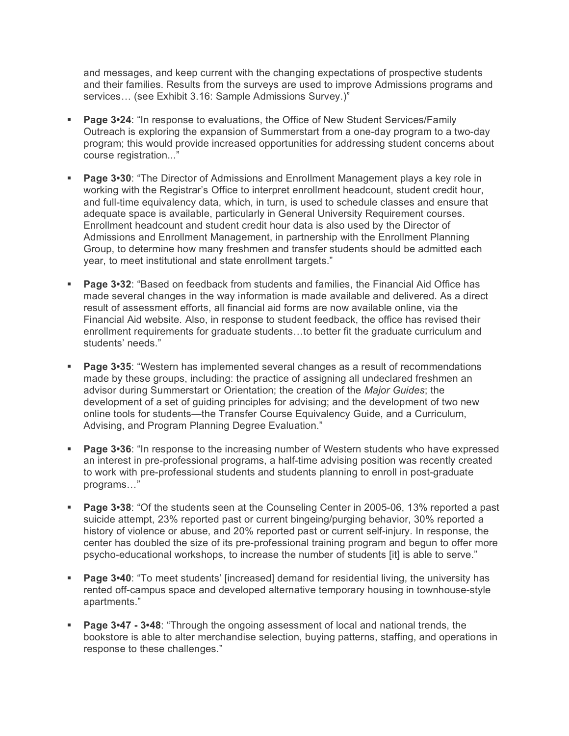and messages, and keep current with the changing expectations of prospective students and their families. Results from the surveys are used to improve Admissions programs and services… (see Exhibit 3.16: Sample Admissions Survey.)"

- **Page 3•24**: "In response to evaluations, the Office of New Student Services/Family Outreach is exploring the expansion of Summerstart from a one-day program to a two-day program; this would provide increased opportunities for addressing student concerns about course registration..."

- **Page 3•30**: "The Director of Admissions and Enrollment Management plays a key role in working with the Registrar's Office to interpret enrollment headcount, student credit hour, and full-time equivalency data, which, in turn, is used to schedule classes and ensure that adequate space is available, particularly in General University Requirement courses. Enrollment headcount and student credit hour data is also used by the Director of Admissions and Enrollment Management, in partnership with the Enrollment Planning Group, to determine how many freshmen and transfer students should be admitted each year, to meet institutional and state enrollment targets."

- **Page 3•32**: "Based on feedback from students and families, the Financial Aid Office has made several changes in the way information is made available and delivered. As a direct result of assessment efforts, all financial aid forms are now available online, via the Financial Aid website. Also, in response to student feedback, the office has revised their enrollment requirements for graduate students…to better fit the graduate curriculum and students' needs."

- **Page 3•35**: "Western has implemented several changes as a result of recommendations made by these groups, including: the practice of assigning all undeclared freshmen an advisor during Summerstart or Orientation; the creation of the *Major Guides*; the development of a set of guiding principles for advising; and the development of two new online tools for students—the Transfer Course Equivalency Guide, and a Curriculum, Advising, and Program Planning Degree Evaluation."

- **Page 3•36**: "In response to the increasing number of Western students who have expressed an interest in pre-professional programs, a half-time advising position was recently created to work with pre-professional students and students planning to enroll in post-graduate programs…"

- **Page 3•38**: "Of the students seen at the Counseling Center in 2005-06, 13% reported a past suicide attempt, 23% reported past or current bingeing/purging behavior, 30% reported a history of violence or abuse, and 20% reported past or current self-injury. In response, the center has doubled the size of its pre-professional training program and begun to offer more psycho-educational workshops, to increase the number of students [it] is able to serve."

- **Page 3•40**: "To meet students' [increased] demand for residential living, the university has rented off-campus space and developed alternative temporary housing in townhouse-style apartments."

- **Page 3•47 - 3•48**: "Through the ongoing assessment of local and national trends, the bookstore is able to alter merchandise selection, buying patterns, staffing, and operations in response to these challenges."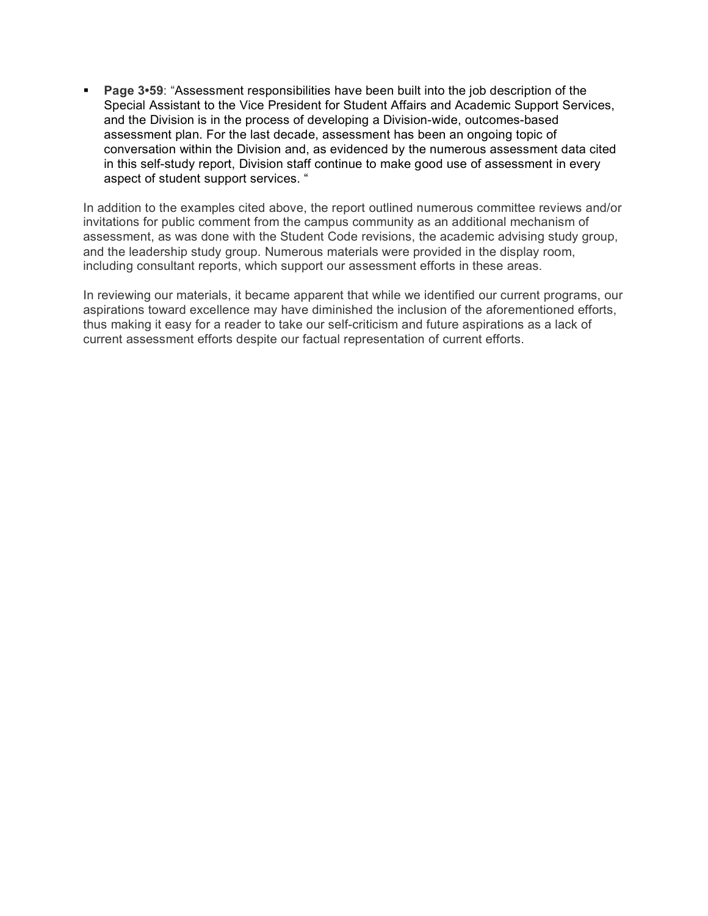- **Page 3•59**: "Assessment responsibilities have been built into the job description of the Special Assistant to the Vice President for Student Affairs and Academic Support Services, and the Division is in the process of developing a Division-wide, outcomes-based assessment plan. For the last decade, assessment has been an ongoing topic of conversation within the Division and, as evidenced by the numerous assessment data cited in this self-study report, Division staff continue to make good use of assessment in every aspect of student support services. "

In addition to the examples cited above, the report outlined numerous committee reviews and/or invitations for public comment from the campus community as an additional mechanism of assessment, as was done with the Student Code revisions, the academic advising study group, and the leadership study group. Numerous materials were provided in the display room, including consultant reports, which support our assessment efforts in these areas.

In reviewing our materials, it became apparent that while we identified our current programs, our aspirations toward excellence may have diminished the inclusion of the aforementioned efforts, thus making it easy for a reader to take our self-criticism and future aspirations as a lack of current assessment efforts despite our factual representation of current efforts.